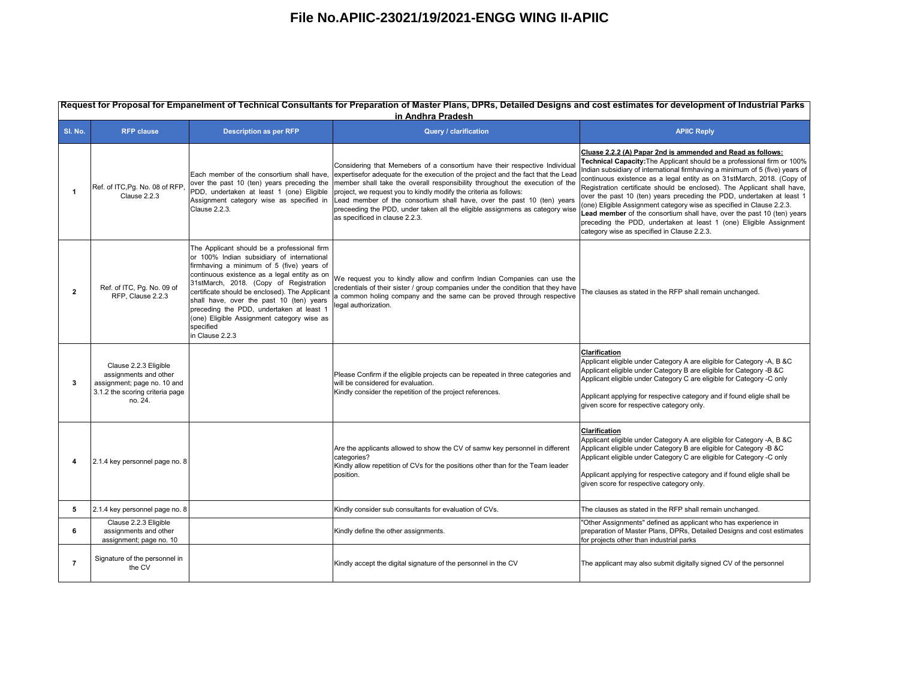# File No.APIIC-23021/19/2021-ENGG WING II-APIIC

| Request for Proposal for Empanelment of Technical Consultants for Preparation of Master Plans, DPRs, Detailed Designs and cost estimates for development of Industrial Parks in Andhra Pradesh | | | | |
|---|---|---|---|---|
| **Sl. No.** | **RFP clause** | **Description as per RFP** | **Query / clarification** | **APIIC Reply** |
| 1 | Ref. of ITC,Pg. No. 08 of RFP, Clause 2.2.3 | Each member of the consortium shall have, over the past 10 (ten) years preceding the PDD, undertaken at least 1 (one) Eligible Assignment category wise as specified in Clause 2.2.3. | Considering that Memebers of a consortium have their respective Individual expertisefor adequate for the execution of the project and the fact that the Lead member shall take the overall responsibility throughout the execution of the project, we request you to kindly modify the criteria as follows:<br>Lead member of the consortium shall have, over the past 10 (ten) years preceeding the PDD, under taken all the eligible assignmens as category wise as specificed in clause 2.2.3. | **Cluase 2.2.2 (A) Papar 2nd is ammended and Read as follows:**<br>**Technical Capacity:**The Applicant should be a professional firm or 100% Indian subsidiary of international firmhaving a minimum of 5 (five) years of continuous existence as a legal entity as on 31stMarch, 2018. (Copy of Registration certificate should be enclosed). The Applicant shall have, over the past 10 (ten) years preceding the PDD, undertaken at least 1 (one) Eligible Assignment category wise as specified in Clause 2.2.3.<br>**Lead member** of the consortium shall have, over the past 10 (ten) years preceding the PDD, undertaken at least 1 (one) Eligible Assignment category wise as specified in Clause 2.2.3. |
| 2 | Ref. of ITC, Pg. No. 09 of RFP, Clause 2.2.3 | The Applicant should be a professional firm or 100% Indian subsidiary of international firmhaving a minimum of 5 (five) years of continuous existence as a legal entity as on 31stMarch, 2018. (Copy of Registration certificate should be enclosed). The Applicant shall have, over the past 10 (ten) years preceding the PDD, undertaken at least 1 (one) Eligible Assignment category wise as specified in Clause 2.2.3 | We request you to kindly allow and confirm Indian Companies can use the credentials of their sister / group companies under the condition that they have a common holing company and the same can be proved through respective legal authorization. | The clauses as stated in the RFP shall remain unchanged. |
| 3 | Clause 2.2.3 Eligible assignments and other assignment; page no. 10 and 3.1.2 the scoring criteria page no. 24. | | Please Confirm if the eligible projects can be repeated in three categories and will be considered for evaluation.<br>Kindly consider the repetition of the project references. | **Clarification**<br>Applicant eligible under Category A are eligible for Category -A, B &C<br>Applicant eligible under Category B are eligible for Category -B &C<br>Applicant eligible under Category C are eligible for Category -C only<br><br>Applicant applying for respective category and if found eligle shall be given score for respective category only. |
| 4 | 2.1.4 key personnel page no. 8 | | Are the applicants allowed to show the CV of samw key personnel in different categories?<br>Kindly allow repetition of CVs for the positions other than for the Team leader position. | **Clarification**<br>Applicant eligible under Category A are eligible for Category -A, B &C<br>Applicant eligible under Category B are eligible for Category -B &C<br>Applicant eligible under Category C are eligible for Category -C only<br><br>Applicant applying for respective category and if found eligle shall be given score for respective category only. |
| 5 | 2.1.4 key personnel page no. 8 | | Kindly consider sub consultants for evaluation of CVs. | The clauses as stated in the RFP shall remain unchanged. |
| 6 | Clause 2.2.3 Eligible assignments and other assignment; page no. 10 | | Kindly define the other assignments. | "Other Assignments" defined as applicant who has experience in preparation of Master Plans, DPRs, Detailed Designs and cost estimates for projects other than industrial parks |
| 7 | Signature of the personnel in the CV | | Kindly accept the digital signature of the personnel in the CV | The applicant may also submit digitally signed CV of the personnel |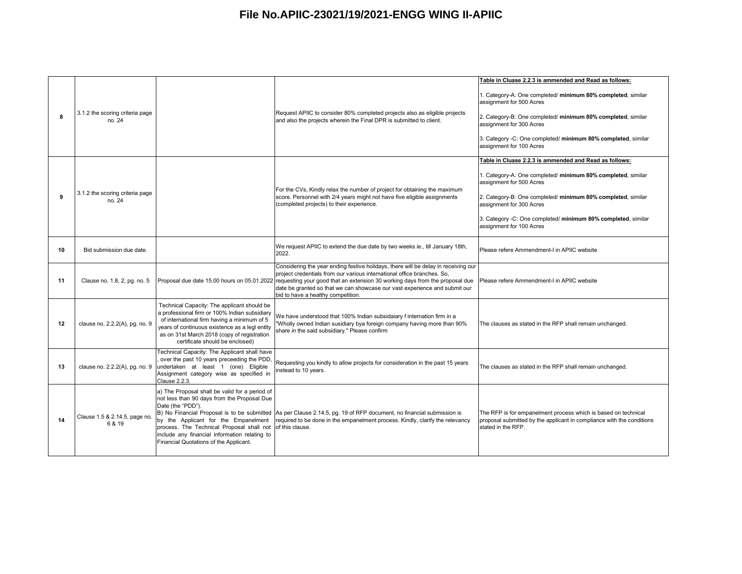# File No.APIIC-23021/19/2021-ENGG WING II-APIIC

| | | | | |
|---|---|---|---|---|
| 8 | 3.1.2 the scoring criteria page no. 24 | | Request APIIC to consider 80% completed projects also as eligible projects and also the projects wherein the Final DPR is submitted to client. | **Table in Cluase 2.2.3 is ammended and Read as follows:**<br><br>1. Category-A: One completed/ **minimum 80% completed**, similar assignment for 500 Acres<br><br>2. Category-B: One completed/ **minimum 80% completed**, similar assignment for 300 Acres<br><br>3. Category -C: One completed/ **minimum 80% completed**, similar assignment for 100 Acres |
| 9 | 3.1.2 the scoring criteria page no. 24 | | For the CVs, Kindly relax the number of project for obtaining the maximum score. Personnel with 2/4 years might not have five eligible assignments (completed projects) to their experience. | **Table in Cluase 2.2.3 is ammended and Read as follows:**<br><br>1. Category-A: One completed/ **minimum 80% completed**, similar assignment for 500 Acres<br><br>2. Category-B: One completed/ **minimum 80% completed**, similar assignment for 300 Acres<br><br>3. Category -C: One completed/ **minimum 80% completed**, similar assignment for 100 Acres |
| 10 | Bid submission due date. | | We request APIIC to extend the due date by two weeks ie., till January 18th, 2022. | Please refere Ammendment-I in APIIC website |
| 11 | Clause no. 1.8, 2, pg. no. 5 | Proposal due date 15.00 hours on 05.01.2022 | Considering the year ending festive holidays, there will be delay in receiving our project credentials from our various international office branches. So, requesting your good that an extension 30 working days from the proposal due date be granted so that we can showcase our vast experience and submit our bid to have a healthy competition. | Please refere Ammendment-I in APIIC website |
| 12 | clause no. 2.2.2(A), pg. no. 9 | Technical Capacity: The applicant should be a professional firm or 100% Indian subsidiary of international firm having a minimum of 5 years of continuous existence as a legl entity as on 31st March 2018 (copy of registration certificate should be enclosed) | We have understood that 100% Indian subsidaiary f internation firm in a "Wholly owned Indian susidiary bya foreign company having more than 90% share in the said subsidiary." Please confirm | The clauses as stated in the RFP shall remain unchanged. |
| 13 | clause no. 2.2.2(A), pg. no. 9 | Technical Capacity: The Applicant shall have , over the past 10 years preceeding the PDD, undertaken at least 1 (one) Eligible Assignment category wise as specified in Clause 2.2.3. | Requesting you kindly to allow projects for consideration in the past 15 years instead to 10 years. | The clauses as stated in the RFP shall remain unchanged. |
| 14 | Clause 1.5 & 2.14.5, page no. 6 & 19 | a) The Proposal shall be valid for a period of not less than 90 days from the Proposal Due Date (the "PDD").<br>B) No Financial Proposal is to be submitted by the Applicant for the Empanelment process. The Technical Proposal shall not include any financial information relating to Financial Quotations of the Applicant. | As per Clause 2.14.5, pg. 19 of RFP document, no financial submission is required to be done in the empanelment process. Kindly, clarify the relevancy of this clause. | The RFP is for empanelment process which is based on technical proposal submitted by the applicant in compliance with the conditions stated in the RFP. |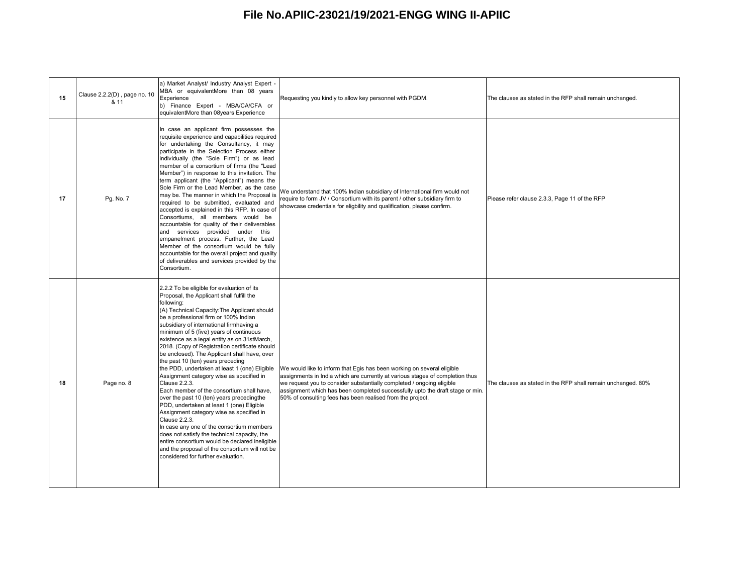# File No.APIIC-23021/19/2021-ENGG WING II-APIIC

| | | | | |
|---|---|---|---|---|
| 15 | Clause 2.2.2(D) , page no. 10 & 11 | a) Market Analyst/ Industry Analyst Expert - MBA or equivalentMore than 08 years Experience<br>b) Finance Expert - MBA/CA/CFA or equivalentMore than 08years Experience | Requesting you kindly to allow key personnel with PGDM. | The clauses as stated in the RFP shall remain unchanged. |
| 17 | Pg. No. 7 | In case an applicant firm possesses the requisite experience and capabilities required for undertaking the Consultancy, it may participate in the Selection Process either individually (the "Sole Firm") or as lead member of a consortium of firms (the "Lead Member") in response to this invitation. The term applicant (the "Applicant") means the Sole Firm or the Lead Member, as the case may be. The manner in which the Proposal is required to be submitted, evaluated and accepted is explained in this RFP. In case of Consortiums, all members would be accountable for quality of their deliverables and services provided under this empanelment process. Further, the Lead Member of the consortium would be fully accountable for the overall project and quality of deliverables and services provided by the Consortium. | We understand that 100% Indian subsidiary of International firm would not require to form JV / Consortium with its parent / other subsidiary firm to showcase credentials for eligbility and qualification, please confirm. | Please refer clause 2.3.3, Page 11 of the RFP |
| 18 | Page no. 8 | 2.2.2 To be eligible for evaluation of its Proposal, the Applicant shall fulfill the following:<br>(A) Technical Capacity:The Applicant should be a professional firm or 100% Indian subsidiary of international firmhaving a minimum of 5 (five) years of continuous existence as a legal entity as on 31stMarch, 2018. (Copy of Registration certificate should be enclosed). The Applicant shall have, over the past 10 (ten) years preceding the PDD, undertaken at least 1 (one) Eligible Assignment category wise as specified in Clause 2.2.3.<br>Each member of the consortium shall have, over the past 10 (ten) years precedingthe PDD, undertaken at least 1 (one) Eligible Assignment category wise as specified in Clause 2.2.3.<br>In case any one of the consortium members does not satisfy the technical capacity, the entire consortium would be declared ineligible and the proposal of the consortium will not be considered for further evaluation. | We would like to inform that Egis has been working on several eligible assignments in India which are currently at various stages of completion thus we request you to consider substantially completed / ongoing eligible assignment which has been completed successfully upto the draft stage or min. 50% of consulting fees has been realised from the project. | The clauses as stated in the RFP shall remain unchanged. 80% |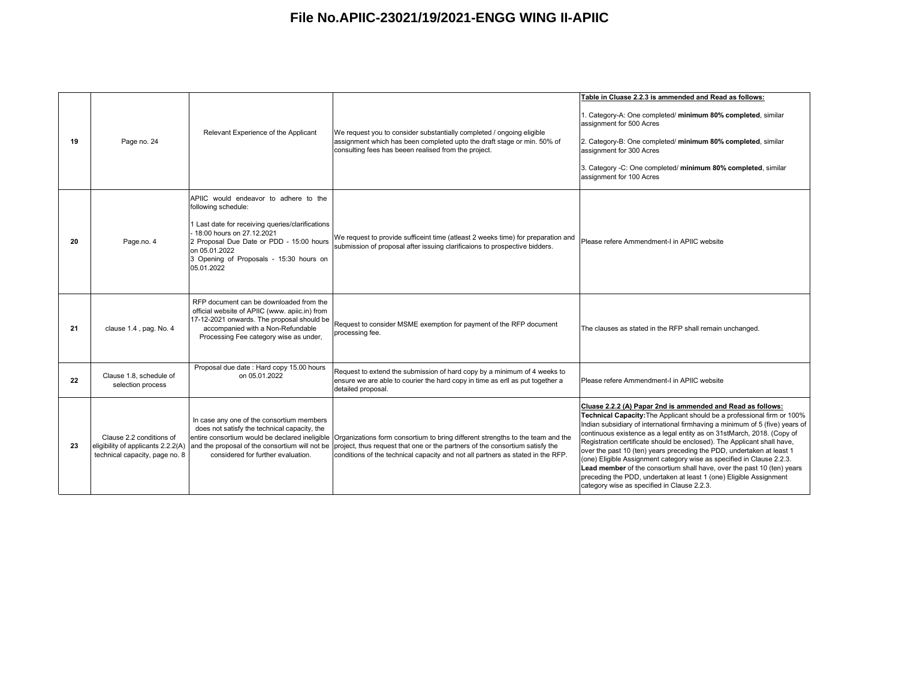| 19 | Page no. 24 | Relevant Experience of the Applicant | We request you to consider substantially completed / ongoing eligible assignment which has been completed upto the draft stage or min. 50% of consulting fees has beeen realised from the project. | **Table in Cluase 2.2.3 is ammended and Read as follows:**<br><br>1. Category-A: One completed/ **minimum 80% completed**, similar assignment for 500 Acres<br><br>2. Category-B: One completed/ **minimum 80% completed**, similar assignment for 300 Acres<br><br>3. Category -C: One completed/ **minimum 80% completed**, similar assignment for 100 Acres |
|---|---|---|---|---|
| 20 | Page.no. 4 | APIIC would endeavor to adhere to the following schedule:<br><br>1 Last date for receiving queries/clarifications - 18:00 hours on 27.12.2021<br>2 Proposal Due Date or PDD - 15:00 hours on 05.01.2022<br>3 Opening of Proposals - 15:30 hours on 05.01.2022 | We request to provide sufficeint time (atleast 2 weeks time) for preparation and submission of proposal after issuing clarificaions to prospective bidders. | Please refere Ammendment-I in APIIC website |
| 21 | clause 1.4 , pag. No. 4 | RFP document can be downloaded from the official website of APIIC (www. apiic.in) from 17-12-2021 onwards. The proposal should be accompanied with a Non-Refundable Processing Fee category wise as under, | Request to consider MSME exemption for payment of the RFP document processing fee. | The clauses as stated in the RFP shall remain unchanged. |
| 22 | Clause 1.8, schedule of selection process | Proposal due date : Hard copy 15.00 hours on 05.01.2022 | Request to extend the submission of hard copy by a minimum of 4 weeks to ensure we are able to courier the hard copy in time as erll as put together a detailed proposal. | Please refere Ammendment-I in APIIC website |
| 23 | Clause 2.2 conditions of eligibility of applicants 2.2.2(A) technical capacity, page no. 8 | In case any one of the consortium members does not satisfy the technical capacity, the entire consortium would be declared ineligible and the proposal of the consortium will not be considered for further evaluation. | Organizations form consortium to bring different strengths to the team and the project, thus request that one or the partners of the consortium satisfy the conditions of the technical capacity and not all partners as stated in the RFP. | **Cluase 2.2.2 (A) Papar 2nd is ammended and Read as follows:**<br>**Technical Capacity:** The Applicant should be a professional firm or 100% Indian subsidiary of international firmhaving a minimum of 5 (five) years of continuous existence as a legal entity as on 31stMarch, 2018. (Copy of Registration certificate should be enclosed). The Applicant shall have, over the past 10 (ten) years preceding the PDD, undertaken at least 1 (one) Eligible Assignment category wise as specified in Clause 2.2.3. **Lead member** of the consortium shall have, over the past 10 (ten) years preceding the PDD, undertaken at least 1 (one) Eligible Assignment category wise as specified in Clause 2.2.3. |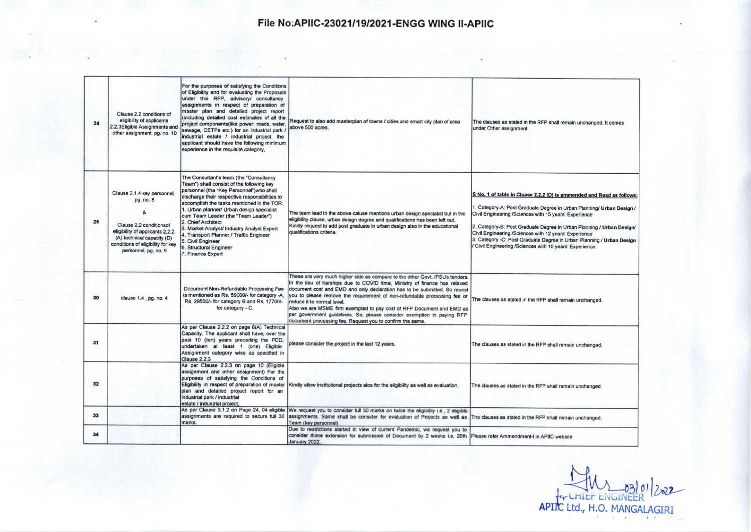File No:APIIC-23021/19/2021-ENGG WING II-APIIC

| | | | | |
|---|---|---|---|---|
| 24 | Clause 2.2 conditions of eligibility of applicants 2.2.3Eligible Assignments and other assignment, pg. no. 10 | For the purposes of satisfying the Conditions of Eligibility and for evaluating the Proposals under this RFP, advisory/ consultancy assignments in respect of preparation of master plan and detailed project report (including detailed cost estimates of all the project components(like power, roads, water, sewage, CETPs etc.) for an industrial park / industrial estate / industrial project, the applicant should have the following minimum experience in the requisite category, | Request to also add masterplan of towns / cities and smart city plan of area above 500 acres. | The clauses as stated in the RFP shall remain unchanged. It comes under Other assignment |
| 25 | Clause 2.1.4 key personnel, pg. no. 8 & Clause 2.2 conditionsof eligibility of applicants 2.2.2 (A) technical capacity (D) conditions of eligibility for key personnel, pg. no. 9 | The Consultant's team (the "Consultancy Team") shall consist of the following key personnel (the "Key Personnel")who shall discharge their respective responsibilities to accomplish the tasks mentioned in the TOR:<br>1. Urban planner/ Urban design specialist cum Team Leader (the "Team Leader")<br>2. Chief Architect<br>3. Market Analyst/ Industry Analyst Expert<br>4. Transport Planner / Traffic Engineer<br>5. Civil Engineer<br>6. Structural Engineer<br>7. Finance Expert | The team lead in the above caluse mentions urban design specialist but in the eligibility clause, urban design degree and qualifications has been left out. Kindly request to add post graduate in urban design also in the educational qualifications criteria. | **S No. 1 of table in Cluase 2.2.2 (D) is ammended and Read as follows:**<br>1. Category-A: Post Graduate Degree in Urban Planning/ **Urban Design** / Civil Engineering /Sciences with 15 years' Experience<br>2. Category-B: Post Graduate Degree in Urban Planning / **Urban Design**/ Civil Engineering /Sciences with 12 years' Experience<br>3. Category -C: Post Graduate Degree in Urban Planning / **Urban Design** / Civil Engineering /Sciences with 10 years' Experience |
| 30 | clause 1.4 , pg. no. 4 | Document Non-Refundable Processing Fee is mentioned as Rs. 59000/- for category -A, Rs. 29500/- for category B and Rs. 17700/- for category - C. | These are very much higher side as compare to the other Govt. /PSUs tenders. In the lieu of harships due to COVID time, Ministry of finance has relaxed document cost and EMD and only declaration has to be submitted. So request you to please remove the requirement of non-refundable processing fee or reduce it to normal level.<br>Also we are MSME firm exempted to pay cost of RFP Document and EMD as per government guidelines. So, please consider exemption in paying RFP document processing fee. Request you to confirm the same. | The clauses as stated in the RFP shall remain unchanged. |
| 31 | | As per Clause 2.2.2 on page 8(A) Technical Capacity. The applicant shall have, over the past 10 (ten) years preceding the PDD, undertaken at least 1 (one) Eligible Assignment category wise as specified in Clause 2.2.3 | please consider the project in the last 12 years. | The clauses as stated in the RFP shall remain unchanged. |
| 32 | | As per Clause 2.2.3 on page 10 (Eligible assignment and other assignment) For the purposes of satisfying the Conditions of Eligibility in respect of preparation of master plan and detailed project report for an industrial park / industrial estate / industrial project, | Kindly allow Institutional projects alos for the eligibility as well as evaluation. | The clauses as stated in the RFP shall remain unchanged. |
| 33 | | As per Clause 3.1.2 on Page 24, 04 eligible assignments are required to secure full 30 marks. | We request you to consider full 30 marks on twice the eligibility i.e., 2 eligible assignments. Same shall be consider for evaluation of Projects as well as Team (key personnel) | The clauses as stated in the RFP shall remain unchanged. |
| 34 | | | Due to restrictions started in view of current Pandemic, we request you to consider thime extension for submission of Document by 2 weeks i.e, 20th January 2022. | Please refer Ammendment-I in APIIC website |

03/01/2022

for CHIEF ENGINEER
APIIC Ltd., H.O. MANGALAGIRI